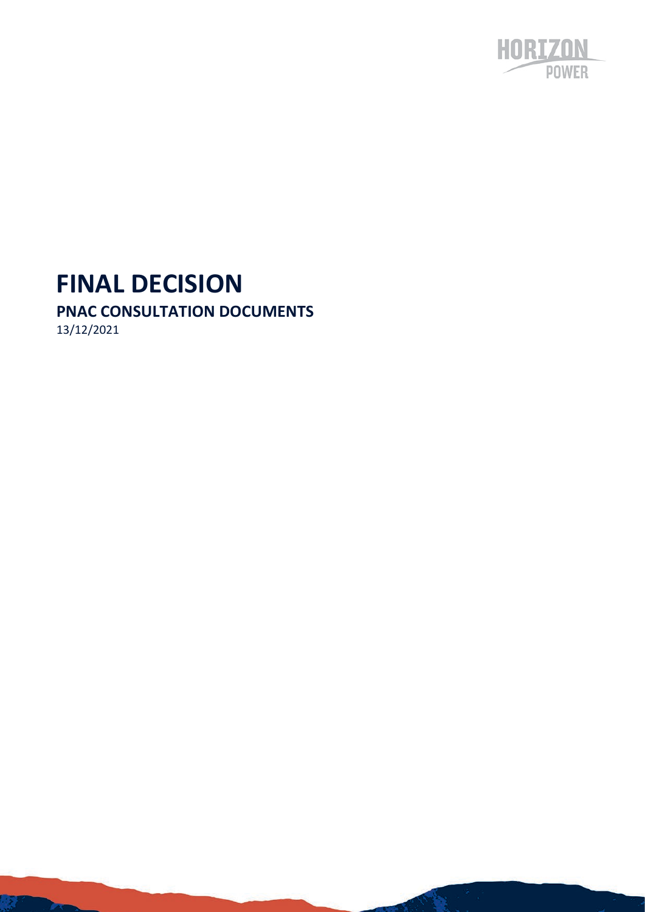# FINAL DECISION

## PNAC CONSULTATION DOCUMENTS

13/12/2021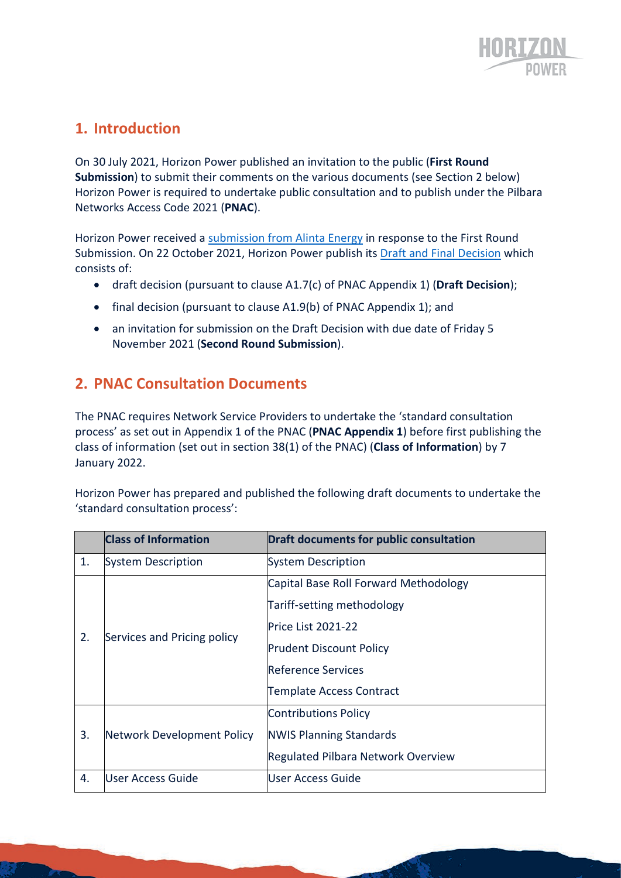## 1. Introduction

On 30 July 2021, Horizon Power published an invitation to the public (**First Round Submission**) to submit their comments on the various documents (see Section 2 below) Horizon Power is required to undertake public consultation and to publish under the Pilbara Networks Access Code 2021 (**PNAC**).

Horizon Power received a submission from Alinta Energy in response to the First Round Submission. On 22 October 2021, Horizon Power publish its Draft and Final Decision which consists of:

- draft decision (pursuant to clause A1.7(c) of PNAC Appendix 1) (**Draft Decision**);
- final decision (pursuant to clause A1.9(b) of PNAC Appendix 1); and
- an invitation for submission on the Draft Decision with due date of Friday 5 November 2021 (**Second Round Submission**).

## 2. PNAC Consultation Documents

The PNAC requires Network Service Providers to undertake the 'standard consultation process' as set out in Appendix 1 of the PNAC (**PNAC Appendix 1**) before first publishing the class of information (set out in section 38(1) of the PNAC) (**Class of Information**) by 7 January 2022.

Horizon Power has prepared and published the following draft documents to undertake the 'standard consultation process':

| | Class of Information | Draft documents for public consultation |
|---|---|---|
| 1. | System Description | System Description |
| 2. | Services and Pricing policy | Capital Base Roll Forward Methodology<br>Tariff-setting methodology<br>Price List 2021-22<br>Prudent Discount Policy<br>Reference Services<br>Template Access Contract |
| 3. | Network Development Policy | Contributions Policy<br>NWIS Planning Standards<br>Regulated Pilbara Network Overview |
| 4. | User Access Guide | User Access Guide |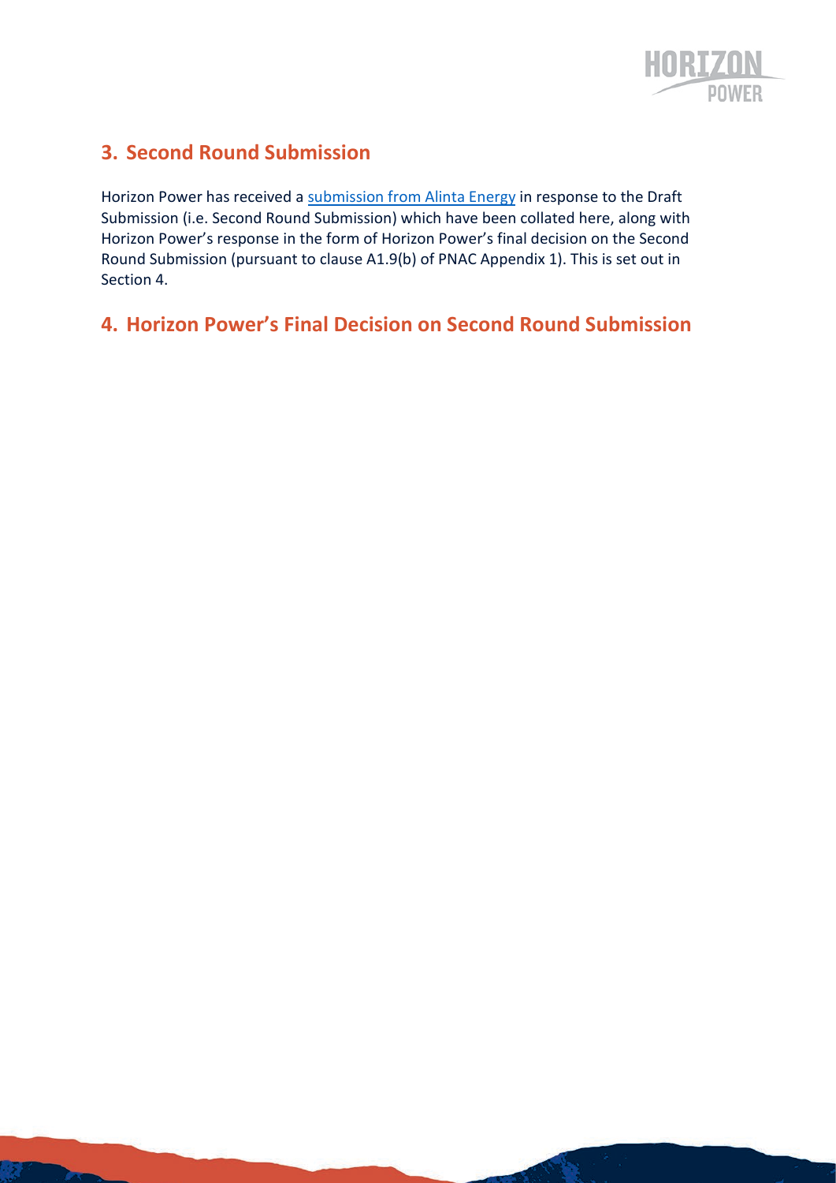## 3. Second Round Submission

Horizon Power has received a submission from Alinta Energy in response to the Draft Submission (i.e. Second Round Submission) which have been collated here, along with Horizon Power's response in the form of Horizon Power's final decision on the Second Round Submission (pursuant to clause A1.9(b) of PNAC Appendix 1). This is set out in Section 4.

## 4. Horizon Power's Final Decision on Second Round Submission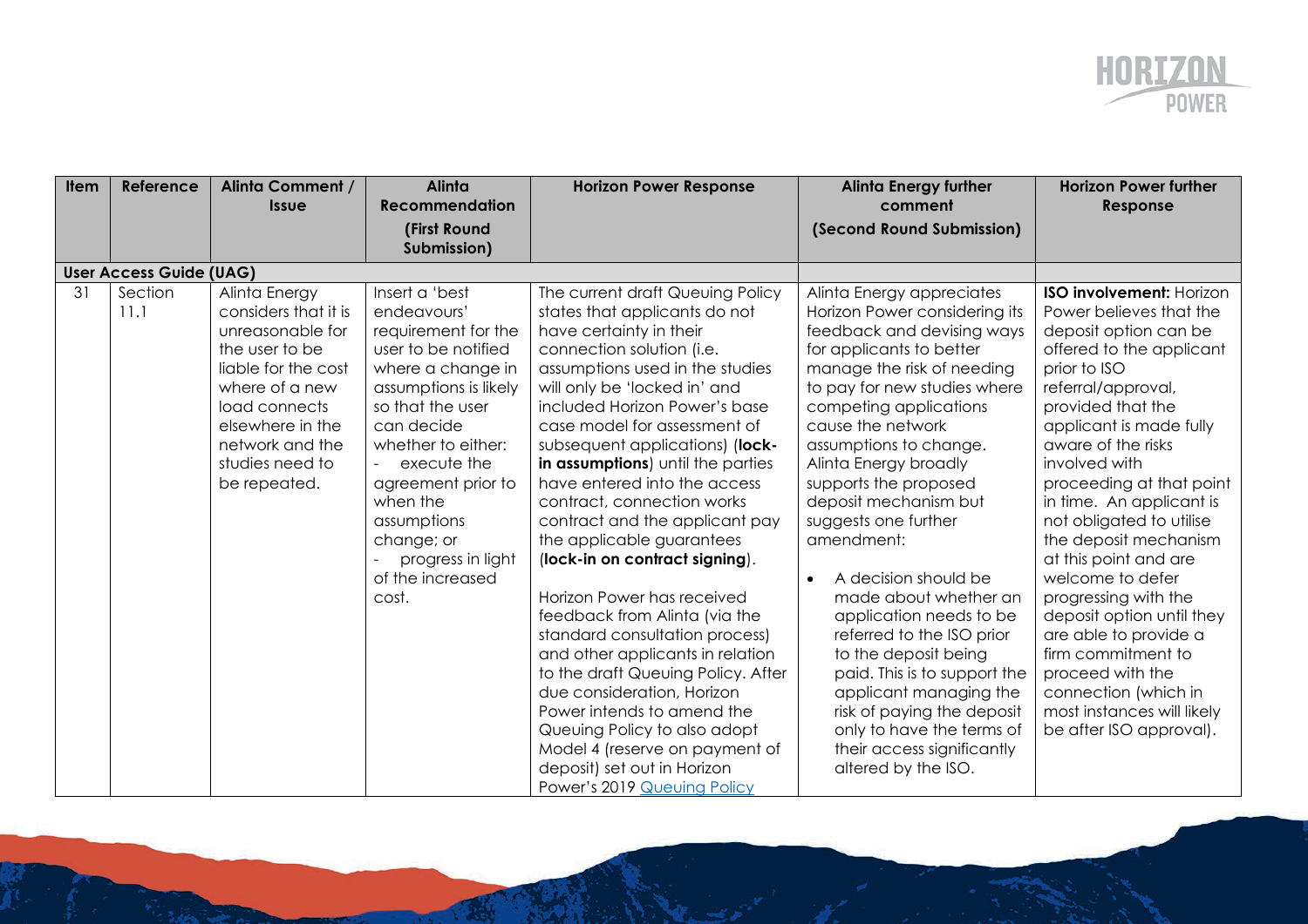| Item | Reference | Alinta Comment / Issue | Alinta Recommendation (First Round Submission) | Horizon Power Response | Alinta Energy further comment (Second Round Submission) | Horizon Power further Response |
|---|---|---|---|---|---|---|
| **User Access Guide (UAG)** | | | | | | |
| 31 | Section 11.1 | Alinta Energy considers that it is unreasonable for the user to be liable for the cost where of a new load connects elsewhere in the network and the studies need to be repeated. | Insert a 'best endeavours' requirement for the user to be notified where a change in assumptions is likely so that the user can decide whether to either: - execute the agreement prior to when the assumptions change; or - progress in light of the increased cost. | The current draft Queuing Policy states that applicants do not have certainty in their connection solution (i.e. assumptions used in the studies will only be 'locked in' and included Horizon Power's base case model for assessment of subsequent applications) (**lock-in assumptions**) until the parties have entered into the access contract, connection works contract and the applicant pay the applicable guarantees (**lock-in on contract signing**). Horizon Power has received feedback from Alinta (via the standard consultation process) and other applicants in relation to the draft Queuing Policy. After due consideration, Horizon Power intends to amend the Queuing Policy to also adopt Model 4 (reserve on payment of deposit) set out in Horizon Power's 2019 [Queuing Policy](#) | Alinta Energy appreciates Horizon Power considering its feedback and devising ways for applicants to better manage the risk of needing to pay for new studies where competing applications cause the network assumptions to change. Alinta Energy broadly supports the proposed deposit mechanism but suggests one further amendment: • A decision should be made about whether an application needs to be referred to the ISO prior to the deposit being paid. This is to support the applicant managing the risk of paying the deposit only to have the terms of their access significantly altered by the ISO. | **ISO involvement:** Horizon Power believes that the deposit option can be offered to the applicant prior to ISO referral/approval, provided that the applicant is made fully aware of the risks involved with proceeding at that point in time. An applicant is not obligated to utilise the deposit mechanism at this point and are welcome to defer progressing with the deposit option until they are able to provide a firm commitment to proceed with the connection (which in most instances will likely be after ISO approval). |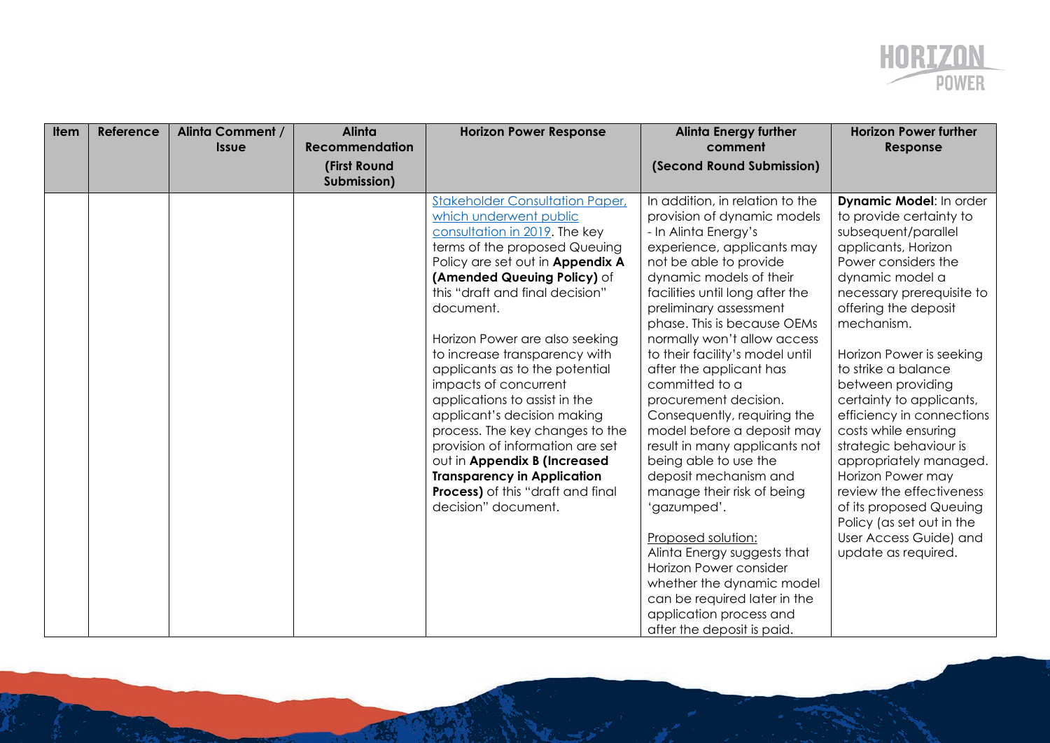| Item | Reference | Alinta Comment / Issue | Alinta Recommendation (First Round Submission) | Horizon Power Response | Alinta Energy further comment (Second Round Submission) | Horizon Power further Response |
|---|---|---|---|---|---|---|
| | | | | Stakeholder Consultation Paper, which underwent public consultation in 2019. The key terms of the proposed Queuing Policy are set out in **Appendix A (Amended Queuing Policy)** of this "draft and final decision" document.<br><br>Horizon Power are also seeking to increase transparency with applicants as to the potential impacts of concurrent applications to assist in the applicant's decision making process. The key changes to the provision of information are set out in **Appendix B (Increased Transparency in Application Process)** of this "draft and final decision" document. | In addition, in relation to the provision of dynamic models - In Alinta Energy's experience, applicants may not be able to provide dynamic models of their facilities until long after the preliminary assessment phase. This is because OEMs normally won't allow access to their facility's model until after the applicant has committed to a procurement decision. Consequently, requiring the model before a deposit may result in many applicants not being able to use the deposit mechanism and manage their risk of being 'gazumped'.<br><br>Proposed solution:<br>Alinta Energy suggests that Horizon Power consider whether the dynamic model can be required later in the application process and after the deposit is paid. | **Dynamic Model**: In order to provide certainty to subsequent/parallel applicants, Horizon Power considers the dynamic model a necessary prerequisite to offering the deposit mechanism.<br><br>Horizon Power is seeking to strike a balance between providing certainty to applicants, efficiency in connections costs while ensuring strategic behaviour is appropriately managed. Horizon Power may review the effectiveness of its proposed Queuing Policy (as set out in the User Access Guide) and update as required. |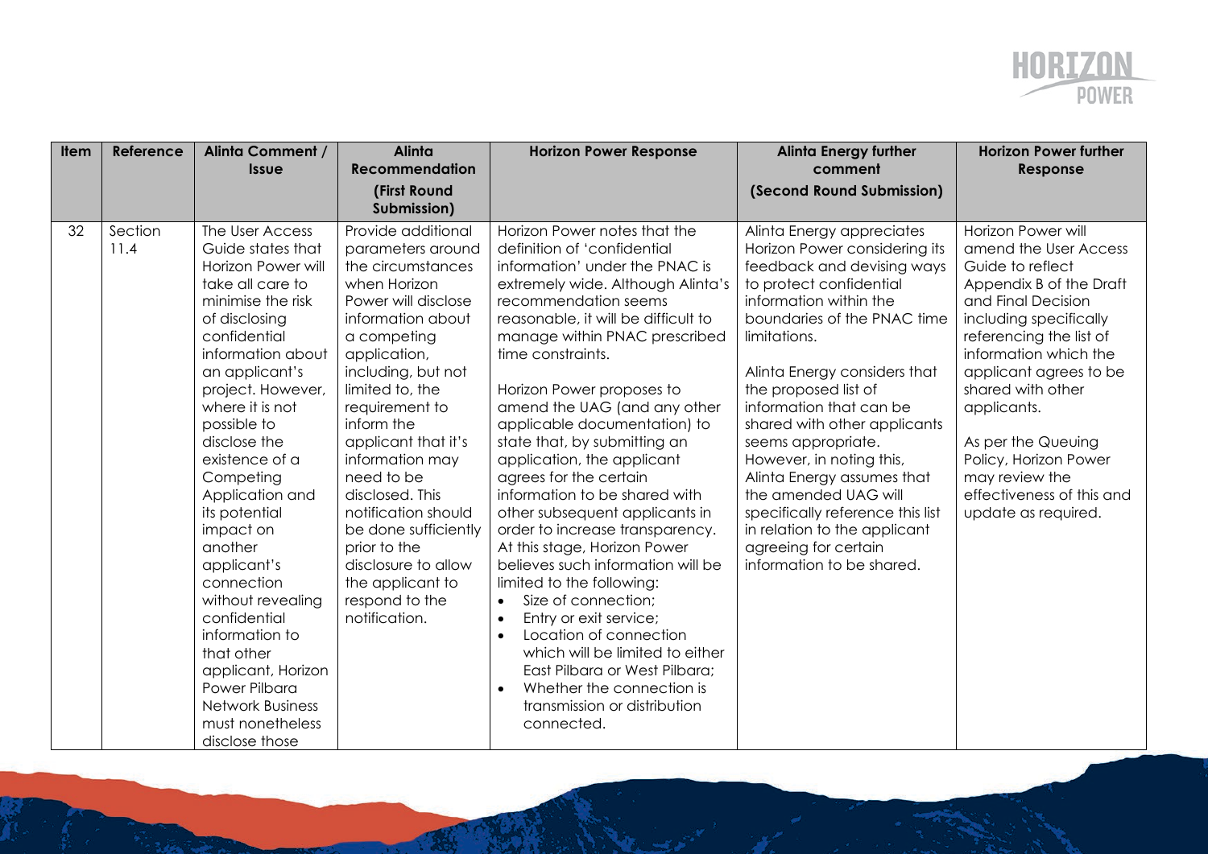| Item | Reference | Alinta Comment / Issue | Alinta Recommendation (First Round Submission) | Horizon Power Response | Alinta Energy further comment (Second Round Submission) | Horizon Power further Response |
|---|---|---|---|---|---|---|
| 32 | Section 11.4 | The User Access Guide states that Horizon Power will take all care to minimise the risk of disclosing confidential information about an applicant's project. However, where it is not possible to disclose the existence of a Competing Application and its potential impact on another applicant's connection without revealing confidential information to that other applicant, Horizon Power Pilbara Network Business must nonetheless disclose those | Provide additional parameters around the circumstances when Horizon Power will disclose information about a competing application, including, but not limited to, the requirement to inform the applicant that it's information may need to be disclosed. This notification should be done sufficiently prior to the disclosure to allow the applicant to respond to the notification. | Horizon Power notes that the definition of 'confidential information' under the PNAC is extremely wide. Although Alinta's recommendation seems reasonable, it will be difficult to manage within PNAC prescribed time constraints.<br><br>Horizon Power proposes to amend the UAG (and any other applicable documentation) to state that, by submitting an application, the applicant agrees for the certain information to be shared with other subsequent applicants in order to increase transparency. At this stage, Horizon Power believes such information will be limited to the following:<br>• Size of connection;<br>• Entry or exit service;<br>• Location of connection which will be limited to either East Pilbara or West Pilbara;<br>• Whether the connection is transmission or distribution connected. | Alinta Energy appreciates Horizon Power considering its feedback and devising ways to protect confidential information within the boundaries of the PNAC time limitations.<br><br>Alinta Energy considers that the proposed list of information that can be shared with other applicants seems appropriate. However, in noting this, Alinta Energy assumes that the amended UAG will specifically reference this list in relation to the applicant agreeing for certain information to be shared. | Horizon Power will amend the User Access Guide to reflect Appendix B of the Draft and Final Decision including specifically referencing the list of information which the applicant agrees to be shared with other applicants.<br><br>As per the Queuing Policy, Horizon Power may review the effectiveness of this and update as required. |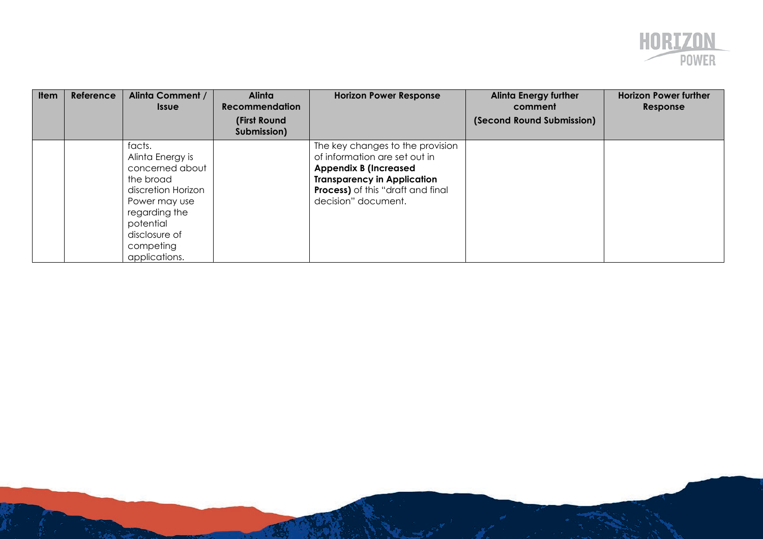| Item | Reference | Alinta Comment / Issue | Alinta Recommendation (First Round Submission) | Horizon Power Response | Alinta Energy further comment (Second Round Submission) | Horizon Power further Response |
|---|---|---|---|---|---|---|
| | | facts. Alinta Energy is concerned about the broad discretion Horizon Power may use regarding the potential disclosure of competing applications. | | The key changes to the provision of information are set out in **Appendix B (Increased Transparency in Application Process)** of this "draft and final decision" document. | | |